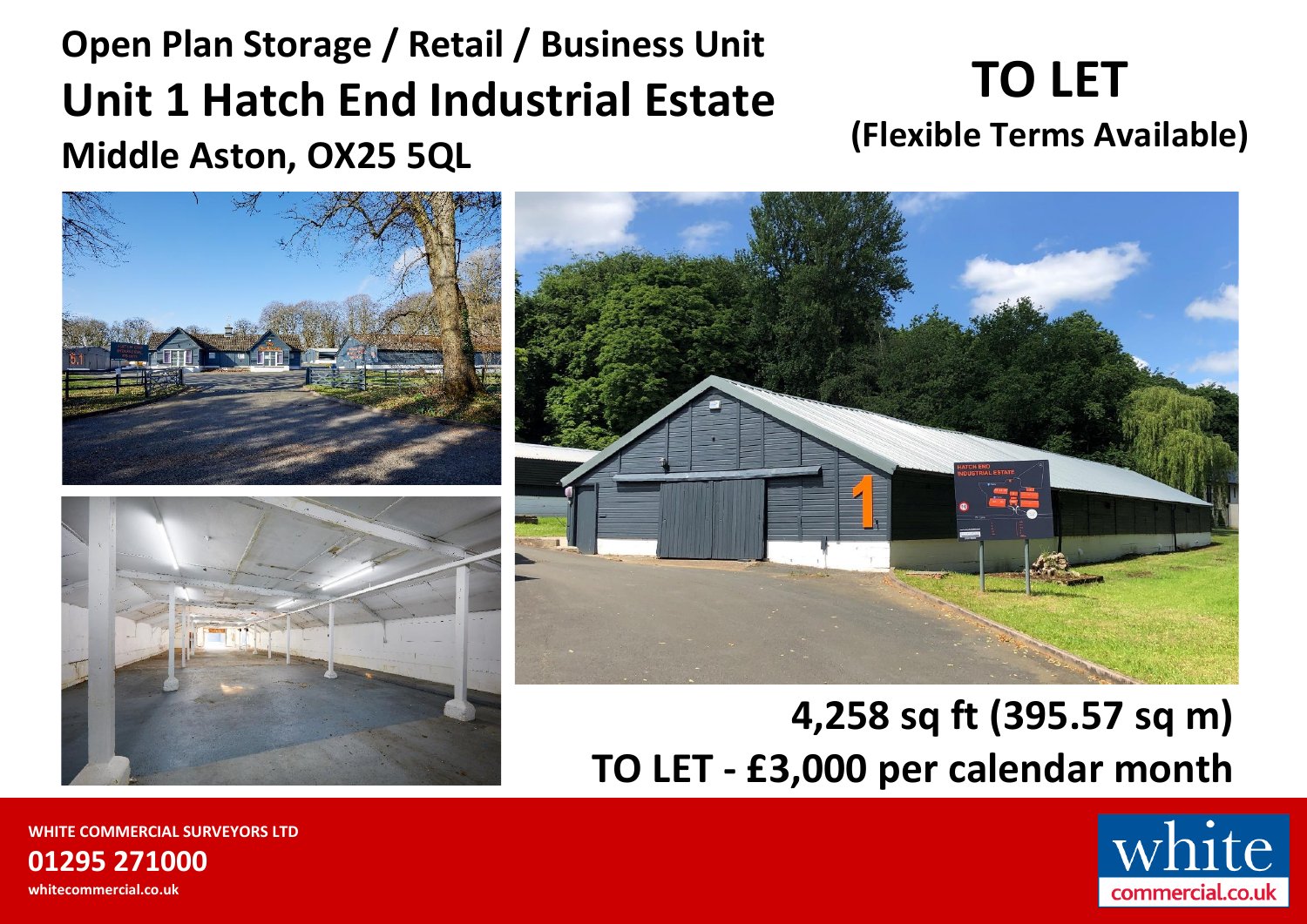# Open Plan Storage / Retail / Business Unit

# Unit 1 Hatch End Industrial Estate

## Middle Aston, OX25 5QL

# TO LET

## (Flexible Terms Available)

## 4,258 sq ft (395.57 sq m)

## TO LET - £3,000 per calendar month

**WHITE COMMERCIAL SURVEYORS LTD**

**01295 271000**

**whitecommercial.co.uk**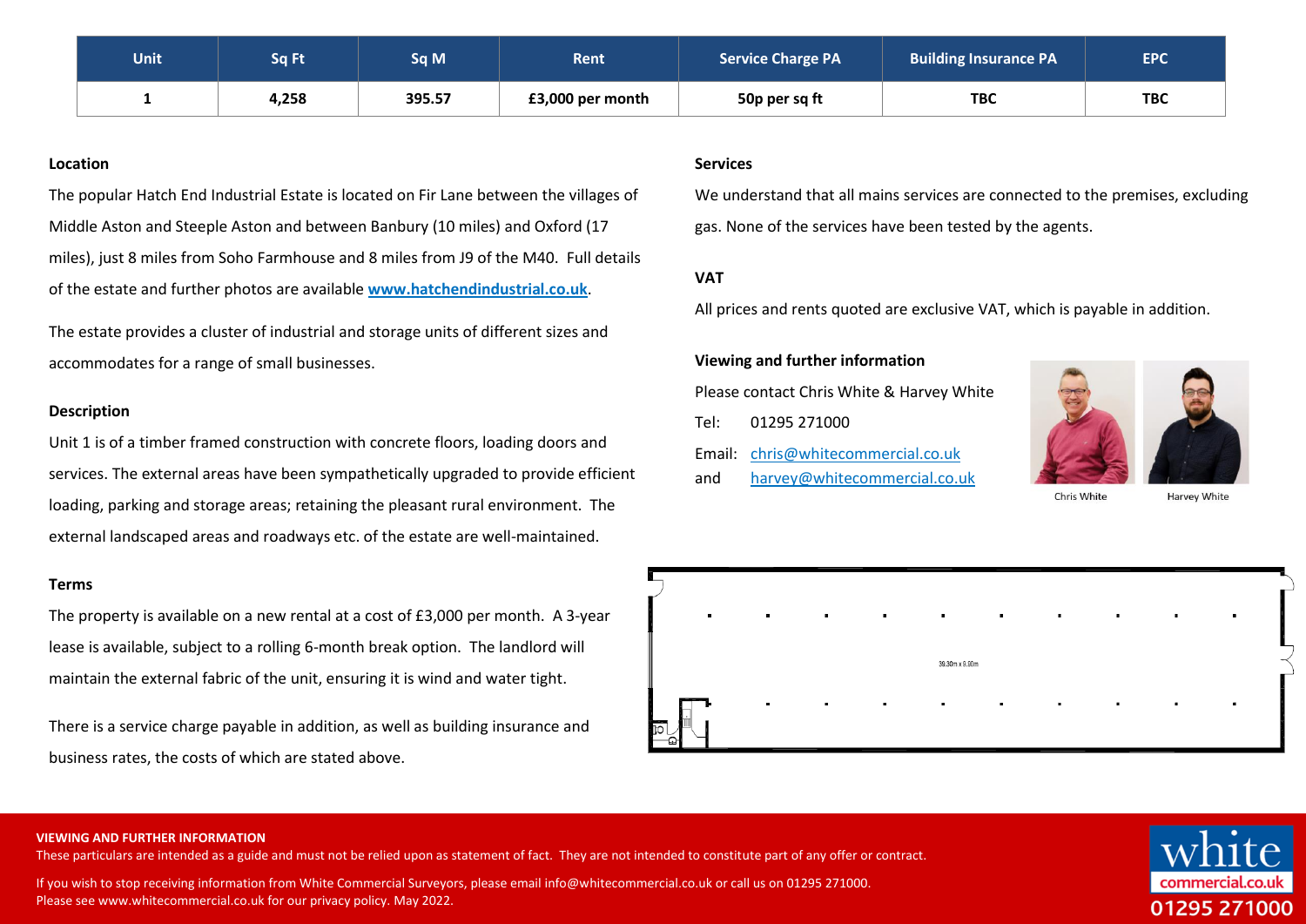| Unit | Sq Ft | Sq M | Rent | Service Charge PA | Building Insurance PA | EPC |
|---|---|---|---|---|---|---|
| 1 | 4,258 | 395.57 | £3,000 per month | 50p per sq ft | TBC | TBC |

**Location**

The popular Hatch End Industrial Estate is located on Fir Lane between the villages of Middle Aston and Steeple Aston and between Banbury (10 miles) and Oxford (17 miles), just 8 miles from Soho Farmhouse and 8 miles from J9 of the M40. Full details of the estate and further photos are available **www.hatchendindustrial.co.uk**.

The estate provides a cluster of industrial and storage units of different sizes and accommodates for a range of small businesses.

**Description**

Unit 1 is of a timber framed construction with concrete floors, loading doors and services. The external areas have been sympathetically upgraded to provide efficient loading, parking and storage areas; retaining the pleasant rural environment. The external landscaped areas and roadways etc. of the estate are well-maintained.

**Terms**

The property is available on a new rental at a cost of £3,000 per month. A 3-year lease is available, subject to a rolling 6-month break option. The landlord will maintain the external fabric of the unit, ensuring it is wind and water tight.

There is a service charge payable in addition, as well as building insurance and business rates, the costs of which are stated above.

**Services**

We understand that all mains services are connected to the premises, excluding gas. None of the services have been tested by the agents.

**VAT**

All prices and rents quoted are exclusive VAT, which is payable in addition.

**Viewing and further information**

Please contact Chris White & Harvey White

Tel: 01295 271000

Email: chris@whitecommercial.co.uk

and harvey@whitecommercial.co.uk

Chris White

Harvey White

39.30m x 9.30m

**VIEWING AND FURTHER INFORMATION**

These particulars are intended as a guide and must not be relied upon as statement of fact. They are not intended to constitute part of any offer or contract.

If you wish to stop receiving information from White Commercial Surveyors, please email info@whitecommercial.co.uk or call us on 01295 271000.
Please see www.whitecommercial.co.uk for our privacy policy. May 2022.

white commercial.co.uk 01295 271000